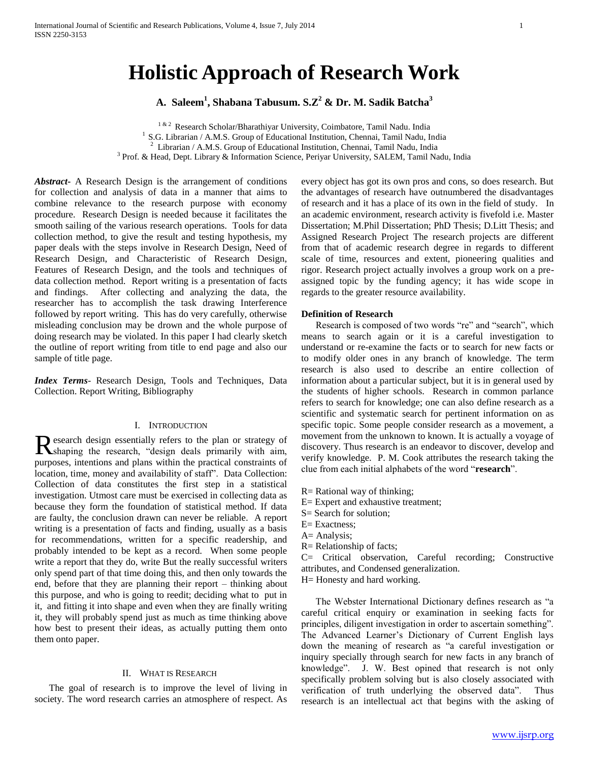# Holistic Approach of Research Work

**A. Saleem[1], Shabana Tabusum. S.Z[2] & Dr. M. Sadik Batcha[3]**

[1 & 2] Research Scholar/Bharathiyar University, Coimbatore, Tamil Nadu. India
[1] S.G. Librarian / A.M.S. Group of Educational Institution, Chennai, Tamil Nadu, India
[2] Librarian / A.M.S. Group of Educational Institution, Chennai, Tamil Nadu, India
[3] Prof. & Head, Dept. Library & Information Science, Periyar University, SALEM, Tamil Nadu, India

***Abstract-*** A Research Design is the arrangement of conditions for collection and analysis of data in a manner that aims to combine relevance to the research purpose with economy procedure. Research Design is needed because it facilitates the smooth sailing of the various research operations. Tools for data collection method, to give the result and testing hypothesis, my paper deals with the steps involve in Research Design, Need of Research Design, and Characteristic of Research Design, Features of Research Design, and the tools and techniques of data collection method. Report writing is a presentation of facts and findings. After collecting and analyzing the data, the researcher has to accomplish the task drawing Interference followed by report writing. This has do very carefully, otherwise misleading conclusion may be drown and the whole purpose of doing research may be violated. In this paper I had clearly sketch the outline of report writing from title to end page and also our sample of title page.

***Index Terms-*** Research Design, Tools and Techniques, Data Collection. Report Writing, Bibliography

## I. Introduction

Research design essentially refers to the plan or strategy of shaping the research, "design deals primarily with aim, purposes, intentions and plans within the practical constraints of location, time, money and availability of staff". Data Collection: Collection of data constitutes the first step in a statistical investigation. Utmost care must be exercised in collecting data as because they form the foundation of statistical method. If data are faulty, the conclusion drawn can never be reliable. A report writing is a presentation of facts and finding, usually as a basis for recommendations, written for a specific readership, and probably intended to be kept as a record. When some people write a report that they do, write But the really successful writers only spend part of that time doing this, and then only towards the end, before that they are planning their report – thinking about this purpose, and who is going to reedit; deciding what to put in it, and fitting it into shape and even when they are finally writing it, they will probably spend just as much as time thinking above how best to present their ideas, as actually putting them onto them onto paper.

## II. What is Research

The goal of research is to improve the level of living in society. The word research carries an atmosphere of respect. As every object has got its own pros and cons, so does research. But the advantages of research have outnumbered the disadvantages of research and it has a place of its own in the field of study. In an academic environment, research activity is fivefold i.e. Master Dissertation; M.Phil Dissertation; PhD Thesis; D.Litt Thesis; and Assigned Research Project The research projects are different from that of academic research degree in regards to different scale of time, resources and extent, pioneering qualities and rigor. Research project actually involves a group work on a pre-assigned topic by the funding agency; it has wide scope in regards to the greater resource availability.

**Definition of Research**

Research is composed of two words "re" and "search", which means to search again or it is a careful investigation to understand or re-examine the facts or to search for new facts or to modify older ones in any branch of knowledge. The term research is also used to describe an entire collection of information about a particular subject, but it is in general used by the students of higher schools. Research in common parlance refers to search for knowledge; one can also define research as a scientific and systematic search for pertinent information on as specific topic. Some people consider research as a movement, a movement from the unknown to known. It is actually a voyage of discovery. Thus research is an endeavor to discover, develop and verify knowledge. P. M. Cook attributes the research taking the clue from each initial alphabets of the word "**research**".

R= Rational way of thinking;
E= Expert and exhaustive treatment;
S= Search for solution;
E= Exactness;
A= Analysis;
R= Relationship of facts;
C= Critical observation, Careful recording; Constructive attributes, and Condensed generalization.
H= Honesty and hard working.

The Webster International Dictionary defines research as "a careful critical enquiry or examination in seeking facts for principles, diligent investigation in order to ascertain something". The Advanced Learner's Dictionary of Current English lays down the meaning of research as "a careful investigation or inquiry specially through search for new facts in any branch of knowledge". J. W. Best opined that research is not only specifically problem solving but is also closely associated with verification of truth underlying the observed data". Thus research is an intellectual act that begins with the asking of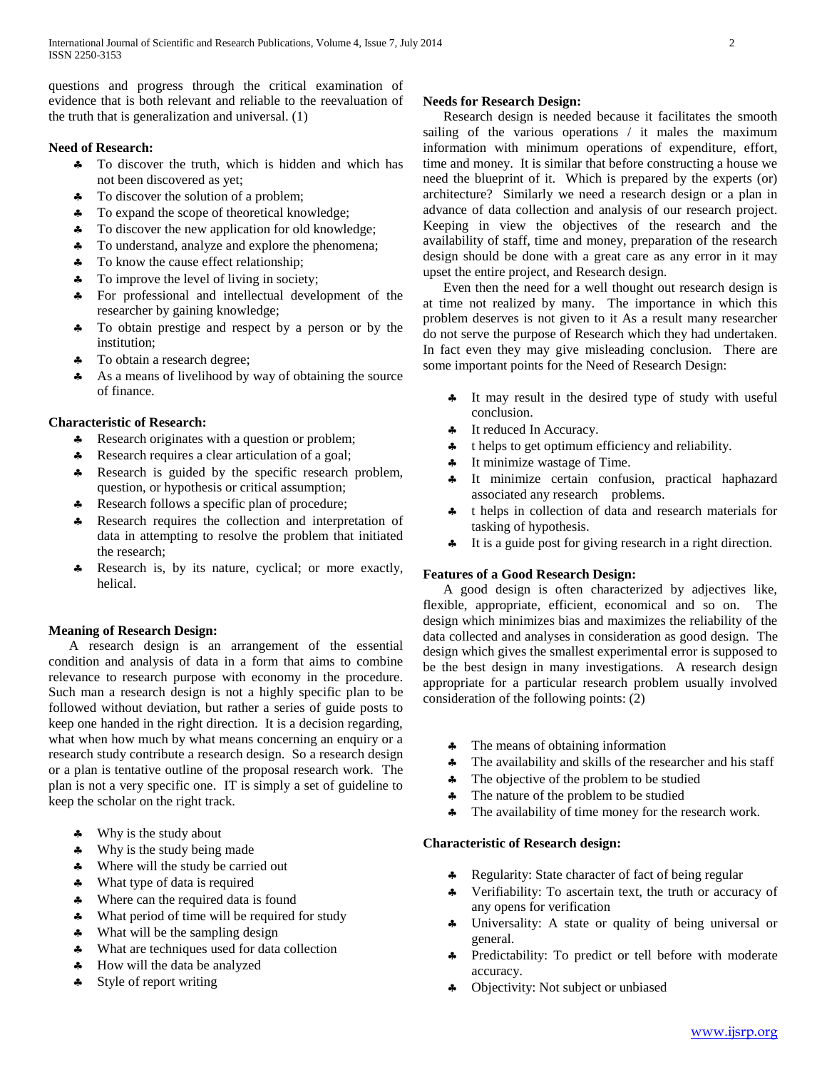questions and progress through the critical examination of evidence that is both relevant and reliable to the reevaluation of the truth that is generalization and universal. (1)

**Need of Research:**

- To discover the truth, which is hidden and which has not been discovered as yet;
- To discover the solution of a problem;
- To expand the scope of theoretical knowledge;
- To discover the new application for old knowledge;
- To understand, analyze and explore the phenomena;
- To know the cause effect relationship;
- To improve the level of living in society;
- For professional and intellectual development of the researcher by gaining knowledge;
- To obtain prestige and respect by a person or by the institution;
- To obtain a research degree;
- As a means of livelihood by way of obtaining the source of finance.

**Characteristic of Research:**

- Research originates with a question or problem;
- Research requires a clear articulation of a goal;
- Research is guided by the specific research problem, question, or hypothesis or critical assumption;
- Research follows a specific plan of procedure;
- Research requires the collection and interpretation of data in attempting to resolve the problem that initiated the research;
- Research is, by its nature, cyclical; or more exactly, helical.

**Meaning of Research Design:**

A research design is an arrangement of the essential condition and analysis of data in a form that aims to combine relevance to research purpose with economy in the procedure. Such man a research design is not a highly specific plan to be followed without deviation, but rather a series of guide posts to keep one handed in the right direction. It is a decision regarding, what when how much by what means concerning an enquiry or a research study contribute a research design. So a research design or a plan is tentative outline of the proposal research work. The plan is not a very specific one. IT is simply a set of guideline to keep the scholar on the right track.

- Why is the study about
- Why is the study being made
- Where will the study be carried out
- What type of data is required
- Where can the required data is found
- What period of time will be required for study
- What will be the sampling design
- What are techniques used for data collection
- How will the data be analyzed
- Style of report writing

**Needs for Research Design:**

Research design is needed because it facilitates the smooth sailing of the various operations / it males the maximum information with minimum operations of expenditure, effort, time and money. It is similar that before constructing a house we need the blueprint of it. Which is prepared by the experts (or) architecture? Similarly we need a research design or a plan in advance of data collection and analysis of our research project. Keeping in view the objectives of the research and the availability of staff, time and money, preparation of the research design should be done with a great care as any error in it may upset the entire project, and Research design.

Even then the need for a well thought out research design is at time not realized by many. The importance in which this problem deserves is not given to it As a result many researcher do not serve the purpose of Research which they had undertaken. In fact even they may give misleading conclusion. There are some important points for the Need of Research Design:

- It may result in the desired type of study with useful conclusion.
- It reduced In Accuracy.
- t helps to get optimum efficiency and reliability.
- It minimize wastage of Time.
- It minimize certain confusion, practical haphazard associated any research problems.
- t helps in collection of data and research materials for tasking of hypothesis.
- It is a guide post for giving research in a right direction.

**Features of a Good Research Design:**

A good design is often characterized by adjectives like, flexible, appropriate, efficient, economical and so on. The design which minimizes bias and maximizes the reliability of the data collected and analyses in consideration as good design. The design which gives the smallest experimental error is supposed to be the best design in many investigations. A research design appropriate for a particular research problem usually involved consideration of the following points: (2)

- The means of obtaining information
- The availability and skills of the researcher and his staff
- The objective of the problem to be studied
- The nature of the problem to be studied
- The availability of time money for the research work.

**Characteristic of Research design:**

- Regularity: State character of fact of being regular
- Verifiability: To ascertain text, the truth or accuracy of any opens for verification
- Universality: A state or quality of being universal or general.
- Predictability: To predict or tell before with moderate accuracy.
- Objectivity: Not subject or unbiased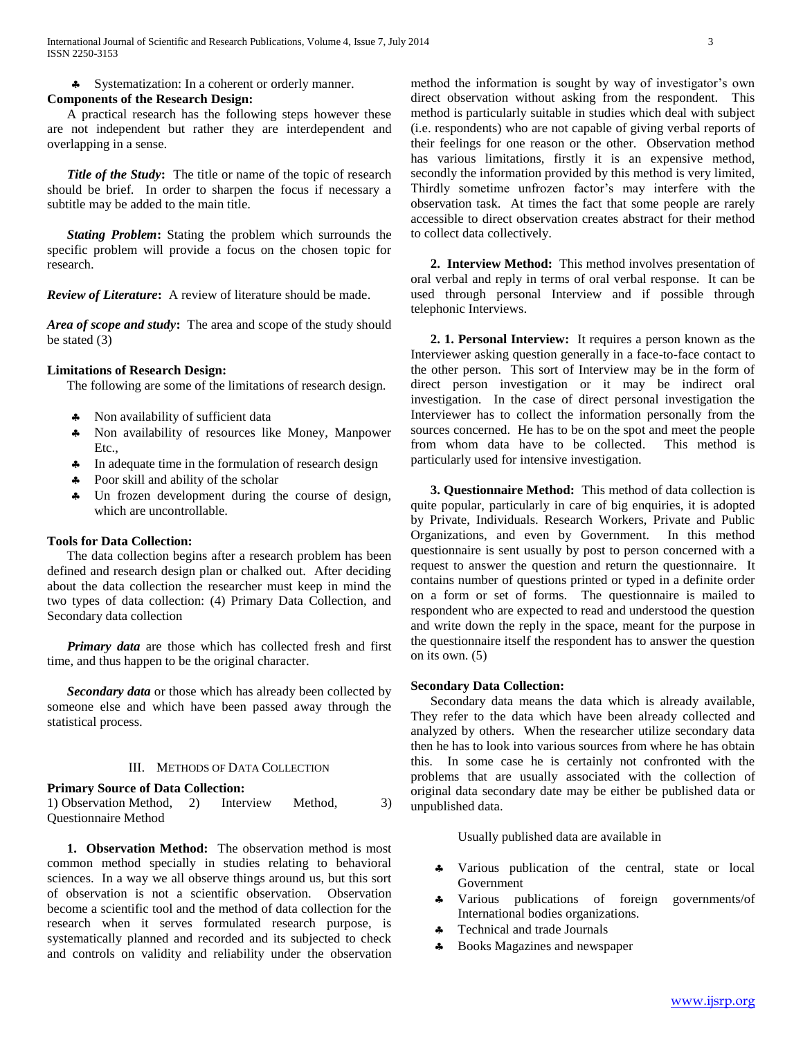- Systematization: In a coherent or orderly manner.

**Components of the Research Design:**

A practical research has the following steps however these are not independent but rather they are interdependent and overlapping in a sense.

***Title of the Study*:** The title or name of the topic of research should be brief. In order to sharpen the focus if necessary a subtitle may be added to the main title.

***Stating Problem*:** Stating the problem which surrounds the specific problem will provide a focus on the chosen topic for research.

***Review of Literature*:** A review of literature should be made.

***Area of scope and study*:** The area and scope of the study should be stated (3)

**Limitations of Research Design:**

The following are some of the limitations of research design.

- Non availability of sufficient data
- Non availability of resources like Money, Manpower Etc.,
- In adequate time in the formulation of research design
- Poor skill and ability of the scholar
- Un frozen development during the course of design, which are uncontrollable.

**Tools for Data Collection:**

The data collection begins after a research problem has been defined and research design plan or chalked out. After deciding about the data collection the researcher must keep in mind the two types of data collection: (4) Primary Data Collection, and Secondary data collection

***Primary data*** are those which has collected fresh and first time, and thus happen to be the original character.

***Secondary data*** or those which has already been collected by someone else and which have been passed away through the statistical process.

## III. Methods of Data Collection

**Primary Source of Data Collection:**

1) Observation Method, 2) Interview Method, 3) Questionnaire Method

**1. Observation Method:** The observation method is most common method specially in studies relating to behavioral sciences. In a way we all observe things around us, but this sort of observation is not a scientific observation. Observation become a scientific tool and the method of data collection for the research when it serves formulated research purpose, is systematically planned and recorded and its subjected to check and controls on validity and reliability under the observation method the information is sought by way of investigator's own direct observation without asking from the respondent. This method is particularly suitable in studies which deal with subject (i.e. respondents) who are not capable of giving verbal reports of their feelings for one reason or the other. Observation method has various limitations, firstly it is an expensive method, secondly the information provided by this method is very limited, Thirdly sometime unfrozen factor's may interfere with the observation task. At times the fact that some people are rarely accessible to direct observation creates abstract for their method to collect data collectively.

**2. Interview Method:** This method involves presentation of oral verbal and reply in terms of oral verbal response. It can be used through personal Interview and if possible through telephonic Interviews.

**2. 1. Personal Interview:** It requires a person known as the Interviewer asking question generally in a face-to-face contact to the other person. This sort of Interview may be in the form of direct person investigation or it may be indirect oral investigation. In the case of direct personal investigation the Interviewer has to collect the information personally from the sources concerned. He has to be on the spot and meet the people from whom data have to be collected. This method is particularly used for intensive investigation.

**3. Questionnaire Method:** This method of data collection is quite popular, particularly in care of big enquiries, it is adopted by Private, Individuals. Research Workers, Private and Public Organizations, and even by Government. In this method questionnaire is sent usually by post to person concerned with a request to answer the question and return the questionnaire. It contains number of questions printed or typed in a definite order on a form or set of forms. The questionnaire is mailed to respondent who are expected to read and understood the question and write down the reply in the space, meant for the purpose in the questionnaire itself the respondent has to answer the question on its own. (5)

**Secondary Data Collection:**

Secondary data means the data which is already available, They refer to the data which have been already collected and analyzed by others. When the researcher utilize secondary data then he has to look into various sources from where he has obtain this. In some case he is certainly not confronted with the problems that are usually associated with the collection of original data secondary date may be either be published data or unpublished data.

Usually published data are available in

- Various publication of the central, state or local Government
- Various publications of foreign governments/of International bodies organizations.
- Technical and trade Journals
- Books Magazines and newspaper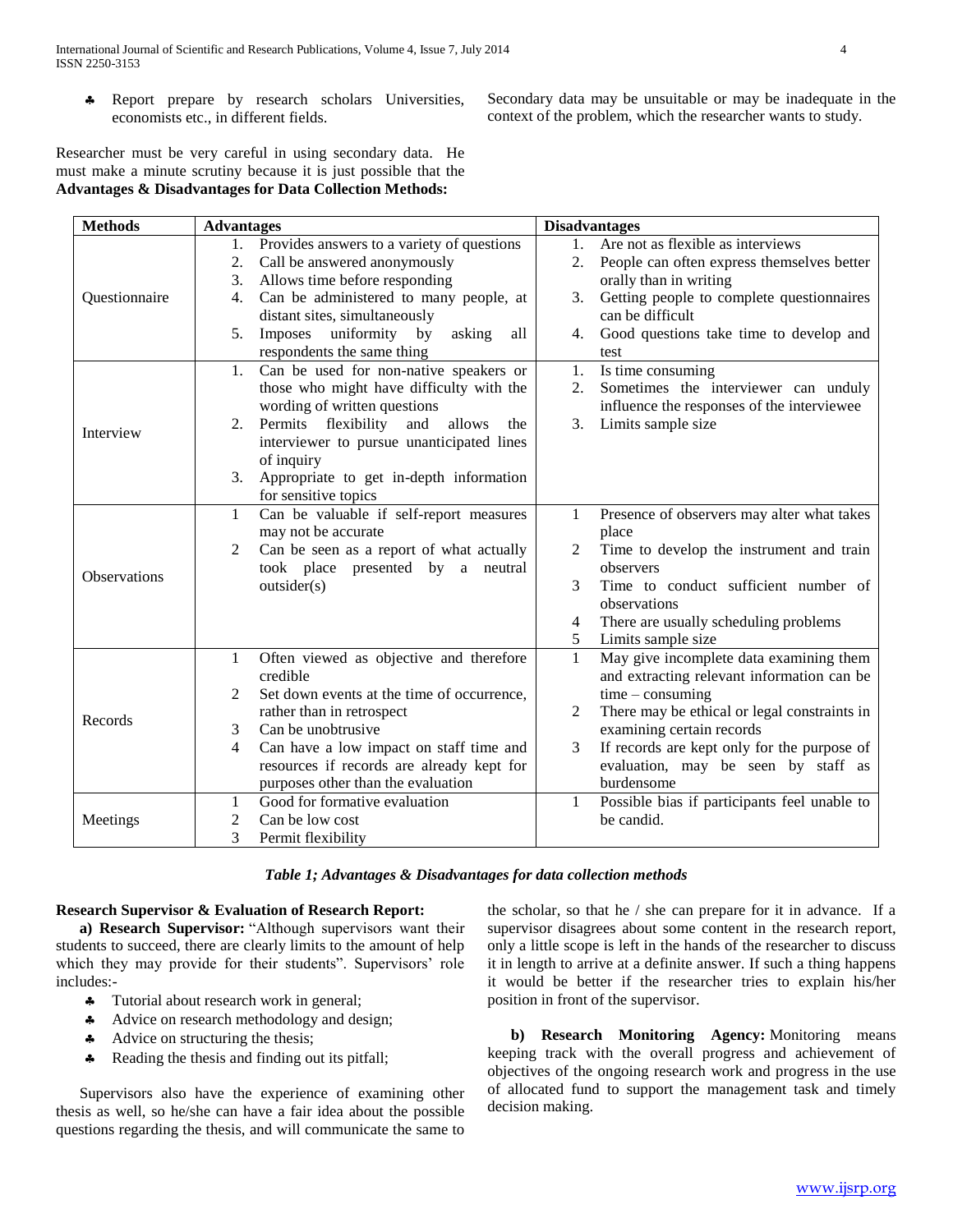- Report prepare by research scholars Universities, economists etc., in different fields.

Researcher must be very careful in using secondary data. He must make a minute scrutiny because it is just possible that the Secondary data may be unsuitable or may be inadequate in the context of the problem, which the researcher wants to study.

**Advantages & Disadvantages for Data Collection Methods:**

| Methods | Advantages | Disadvantages |
|---|---|---|
| Questionnaire | 1. Provides answers to a variety of questions<br>2. Call be answered anonymously<br>3. Allows time before responding<br>4. Can be administered to many people, at distant sites, simultaneously<br>5. Imposes uniformity by asking all respondents the same thing | 1. Are not as flexible as interviews<br>2. People can often express themselves better orally than in writing<br>3. Getting people to complete questionnaires can be difficult<br>4. Good questions take time to develop and test |
| Interview | 1. Can be used for non-native speakers or those who might have difficulty with the wording of written questions<br>2. Permits flexibility and allows the interviewer to pursue unanticipated lines of inquiry<br>3. Appropriate to get in-depth information for sensitive topics | 1. Is time consuming<br>2. Sometimes the interviewer can unduly influence the responses of the interviewee<br>3. Limits sample size |
| Observations | 1 Can be valuable if self-report measures may not be accurate<br>2 Can be seen as a report of what actually took place presented by a neutral outsider(s) | 1 Presence of observers may alter what takes place<br>2 Time to develop the instrument and train observers<br>3 Time to conduct sufficient number of observations<br>4 There are usually scheduling problems<br>5 Limits sample size |
| Records | 1 Often viewed as objective and therefore credible<br>2 Set down events at the time of occurrence, rather than in retrospect<br>3 Can be unobtrusive<br>4 Can have a low impact on staff time and resources if records are already kept for purposes other than the evaluation | 1 May give incomplete data examining them and extracting relevant information can be time – consuming<br>2 There may be ethical or legal constraints in examining certain records<br>3 If records are kept only for the purpose of evaluation, may be seen by staff as burdensome |
| Meetings | 1 Good for formative evaluation<br>2 Can be low cost<br>3 Permit flexibility | 1 Possible bias if participants feel unable to be candid. |

*Table 1; Advantages & Disadvantages for data collection methods*

**Research Supervisor & Evaluation of Research Report:**

**a) Research Supervisor:** "Although supervisors want their students to succeed, there are clearly limits to the amount of help which they may provide for their students". Supervisors' role includes:-

- Tutorial about research work in general;
- Advice on research methodology and design;
- Advice on structuring the thesis;
- Reading the thesis and finding out its pitfall;

Supervisors also have the experience of examining other thesis as well, so he/she can have a fair idea about the possible questions regarding the thesis, and will communicate the same to the scholar, so that he / she can prepare for it in advance. If a supervisor disagrees about some content in the research report, only a little scope is left in the hands of the researcher to discuss it in length to arrive at a definite answer. If such a thing happens it would be better if the researcher tries to explain his/her position in front of the supervisor.

**b) Research Monitoring Agency:** Monitoring means keeping track with the overall progress and achievement of objectives of the ongoing research work and progress in the use of allocated fund to support the management task and timely decision making.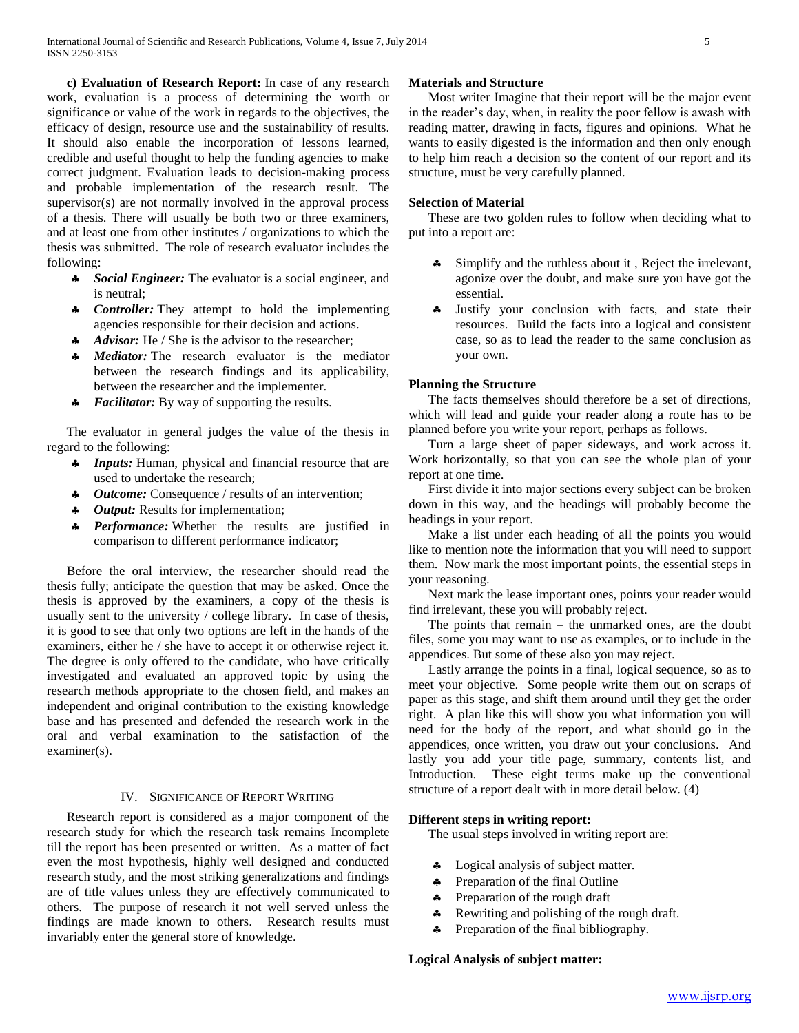**c) Evaluation of Research Report:** In case of any research work, evaluation is a process of determining the worth or significance or value of the work in regards to the objectives, the efficacy of design, resource use and the sustainability of results. It should also enable the incorporation of lessons learned, credible and useful thought to help the funding agencies to make correct judgment. Evaluation leads to decision-making process and probable implementation of the research result. The supervisor(s) are not normally involved in the approval process of a thesis. There will usually be both two or three examiners, and at least one from other institutes / organizations to which the thesis was submitted. The role of research evaluator includes the following:

- ***Social Engineer:*** The evaluator is a social engineer, and is neutral;
- ***Controller:*** They attempt to hold the implementing agencies responsible for their decision and actions.
- ***Advisor:*** He / She is the advisor to the researcher;
- ***Mediator:*** The research evaluator is the mediator between the research findings and its applicability, between the researcher and the implementer.
- ***Facilitator:*** By way of supporting the results.

The evaluator in general judges the value of the thesis in regard to the following:

- ***Inputs:*** Human, physical and financial resource that are used to undertake the research;
- ***Outcome:*** Consequence / results of an intervention;
- ***Output:*** Results for implementation;
- ***Performance:*** Whether the results are justified in comparison to different performance indicator;

Before the oral interview, the researcher should read the thesis fully; anticipate the question that may be asked. Once the thesis is approved by the examiners, a copy of the thesis is usually sent to the university / college library. In case of thesis, it is good to see that only two options are left in the hands of the examiners, either he / she have to accept it or otherwise reject it. The degree is only offered to the candidate, who have critically investigated and evaluated an approved topic by using the research methods appropriate to the chosen field, and makes an independent and original contribution to the existing knowledge base and has presented and defended the research work in the oral and verbal examination to the satisfaction of the examiner(s).

## IV. Significance of Report Writing

Research report is considered as a major component of the research study for which the research task remains Incomplete till the report has been presented or written. As a matter of fact even the most hypothesis, highly well designed and conducted research study, and the most striking generalizations and findings are of title values unless they are effectively communicated to others. The purpose of research it not well served unless the findings are made known to others. Research results must invariably enter the general store of knowledge.

**Materials and Structure**

Most writer Imagine that their report will be the major event in the reader's day, when, in reality the poor fellow is awash with reading matter, drawing in facts, figures and opinions. What he wants to easily digested is the information and then only enough to help him reach a decision so the content of our report and its structure, must be very carefully planned.

**Selection of Material**

These are two golden rules to follow when deciding what to put into a report are:

- Simplify and the ruthless about it , Reject the irrelevant, agonize over the doubt, and make sure you have got the essential.
- Justify your conclusion with facts, and state their resources. Build the facts into a logical and consistent case, so as to lead the reader to the same conclusion as your own.

**Planning the Structure**

The facts themselves should therefore be a set of directions, which will lead and guide your reader along a route has to be planned before you write your report, perhaps as follows.

Turn a large sheet of paper sideways, and work across it. Work horizontally, so that you can see the whole plan of your report at one time.

First divide it into major sections every subject can be broken down in this way, and the headings will probably become the headings in your report.

Make a list under each heading of all the points you would like to mention note the information that you will need to support them. Now mark the most important points, the essential steps in your reasoning.

Next mark the lease important ones, points your reader would find irrelevant, these you will probably reject.

The points that remain – the unmarked ones, are the doubt files, some you may want to use as examples, or to include in the appendices. But some of these also you may reject.

Lastly arrange the points in a final, logical sequence, so as to meet your objective. Some people write them out on scraps of paper as this stage, and shift them around until they get the order right. A plan like this will show you what information you will need for the body of the report, and what should go in the appendices, once written, you draw out your conclusions. And lastly you add your title page, summary, contents list, and Introduction. These eight terms make up the conventional structure of a report dealt with in more detail below. (4)

**Different steps in writing report:**

The usual steps involved in writing report are:

- Logical analysis of subject matter.
- Preparation of the final Outline
- Preparation of the rough draft
- Rewriting and polishing of the rough draft.
- Preparation of the final bibliography.

**Logical Analysis of subject matter:**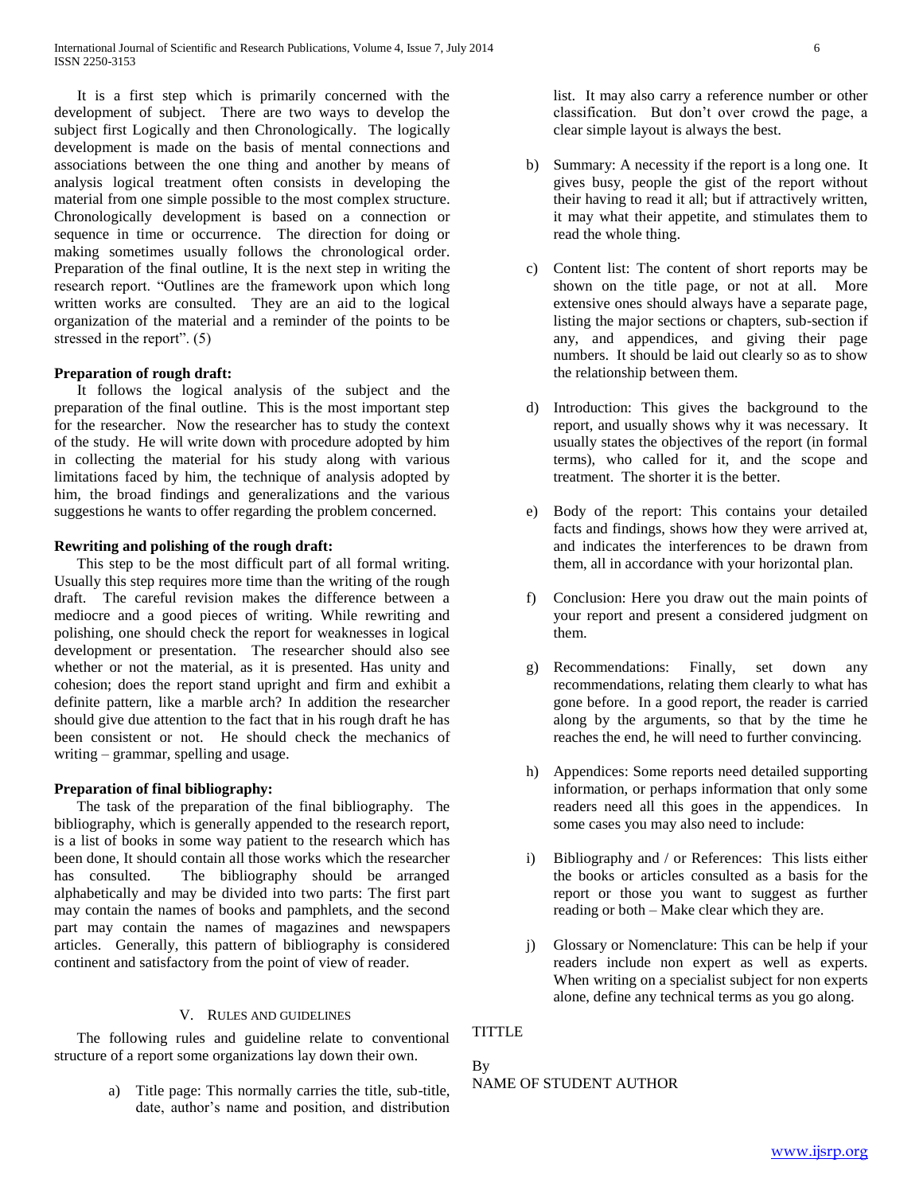It is a first step which is primarily concerned with the development of subject. There are two ways to develop the subject first Logically and then Chronologically. The logically development is made on the basis of mental connections and associations between the one thing and another by means of analysis logical treatment often consists in developing the material from one simple possible to the most complex structure. Chronologically development is based on a connection or sequence in time or occurrence. The direction for doing or making sometimes usually follows the chronological order. Preparation of the final outline, It is the next step in writing the research report. "Outlines are the framework upon which long written works are consulted. They are an aid to the logical organization of the material and a reminder of the points to be stressed in the report". (5)

**Preparation of rough draft:**

It follows the logical analysis of the subject and the preparation of the final outline. This is the most important step for the researcher. Now the researcher has to study the context of the study. He will write down with procedure adopted by him in collecting the material for his study along with various limitations faced by him, the technique of analysis adopted by him, the broad findings and generalizations and the various suggestions he wants to offer regarding the problem concerned.

**Rewriting and polishing of the rough draft:**

This step to be the most difficult part of all formal writing. Usually this step requires more time than the writing of the rough draft. The careful revision makes the difference between a mediocre and a good pieces of writing. While rewriting and polishing, one should check the report for weaknesses in logical development or presentation. The researcher should also see whether or not the material, as it is presented. Has unity and cohesion; does the report stand upright and firm and exhibit a definite pattern, like a marble arch? In addition the researcher should give due attention to the fact that in his rough draft he has been consistent or not. He should check the mechanics of writing – grammar, spelling and usage.

**Preparation of final bibliography:**

The task of the preparation of the final bibliography. The bibliography, which is generally appended to the research report, is a list of books in some way patient to the research which has been done, It should contain all those works which the researcher has consulted. The bibliography should be arranged alphabetically and may be divided into two parts: The first part may contain the names of books and pamphlets, and the second part may contain the names of magazines and newspapers articles. Generally, this pattern of bibliography is considered continent and satisfactory from the point of view of reader.

## V. Rules and Guidelines

The following rules and guideline relate to conventional structure of a report some organizations lay down their own.

a) Title page: This normally carries the title, sub-title, date, author's name and position, and distribution list. It may also carry a reference number or other classification. But don't over crowd the page, a clear simple layout is always the best.

b) Summary: A necessity if the report is a long one. It gives busy, people the gist of the report without their having to read it all; but if attractively written, it may what their appetite, and stimulates them to read the whole thing.

c) Content list: The content of short reports may be shown on the title page, or not at all. More extensive ones should always have a separate page, listing the major sections or chapters, sub-section if any, and appendices, and giving their page numbers. It should be laid out clearly so as to show the relationship between them.

d) Introduction: This gives the background to the report, and usually shows why it was necessary. It usually states the objectives of the report (in formal terms), who called for it, and the scope and treatment. The shorter it is the better.

e) Body of the report: This contains your detailed facts and findings, shows how they were arrived at, and indicates the interferences to be drawn from them, all in accordance with your horizontal plan.

f) Conclusion: Here you draw out the main points of your report and present a considered judgment on them.

g) Recommendations: Finally, set down any recommendations, relating them clearly to what has gone before. In a good report, the reader is carried along by the arguments, so that by the time he reaches the end, he will need to further convincing.

h) Appendices: Some reports need detailed supporting information, or perhaps information that only some readers need all this goes in the appendices. In some cases you may also need to include:

i) Bibliography and / or References: This lists either the books or articles consulted as a basis for the report or those you want to suggest as further reading or both – Make clear which they are.

j) Glossary or Nomenclature: This can be help if your readers include non expert as well as experts. When writing on a specialist subject for non experts alone, define any technical terms as you go along.

TITTLE

By
NAME OF STUDENT AUTHOR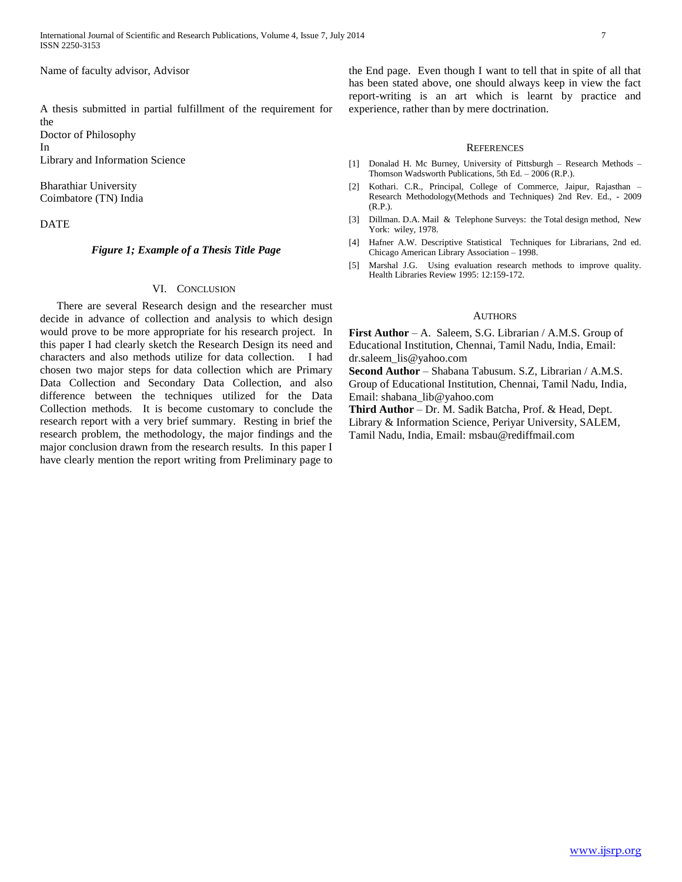Name of faculty advisor, Advisor

A thesis submitted in partial fulfillment of the requirement for the
Doctor of Philosophy
In
Library and Information Science

Bharathiar University
Coimbatore (TN) India

DATE

***Figure 1; Example of a Thesis Title Page***

## VI. Conclusion

There are several Research design and the researcher must decide in advance of collection and analysis to which design would prove to be more appropriate for his research project. In this paper I had clearly sketch the Research Design its need and characters and also methods utilize for data collection. I had chosen two major steps for data collection which are Primary Data Collection and Secondary Data Collection, and also difference between the techniques utilized for the Data Collection methods. It is become customary to conclude the research report with a very brief summary. Resting in brief the research problem, the methodology, the major findings and the major conclusion drawn from the research results. In this paper I have clearly mention the report writing from Preliminary page to the End page. Even though I want to tell that in spite of all that has been stated above, one should always keep in view the fact report-writing is an art which is learnt by practice and experience, rather than by mere doctrination.

## References

[1] Donalad H. Mc Burney, University of Pittsburgh – Research Methods – Thomson Wadsworth Publications, 5th Ed. – 2006 (R.P.).

[2] Kothari. C.R., Principal, College of Commerce, Jaipur, Rajasthan – Research Methodology(Methods and Techniques) 2nd Rev. Ed., - 2009 (R.P.).

[3] Dillman. D.A. Mail & Telephone Surveys: the Total design method, New York: wiley, 1978.

[4] Hafner A.W. Descriptive Statistical Techniques for Librarians, 2nd ed. Chicago American Library Association – 1998.

[5] Marshal J.G. Using evaluation research methods to improve quality. Health Libraries Review 1995: 12:159-172.

## Authors

**First Author** – A. Saleem, S.G. Librarian / A.M.S. Group of Educational Institution, Chennai, Tamil Nadu, India, Email: dr.saleem_lis@yahoo.com

**Second Author** – Shabana Tabusum. S.Z, Librarian / A.M.S. Group of Educational Institution, Chennai, Tamil Nadu, India, Email: shabana_lib@yahoo.com

**Third Author** – Dr. M. Sadik Batcha, Prof. & Head, Dept. Library & Information Science, Periyar University, SALEM, Tamil Nadu, India, Email: msbau@rediffmail.com